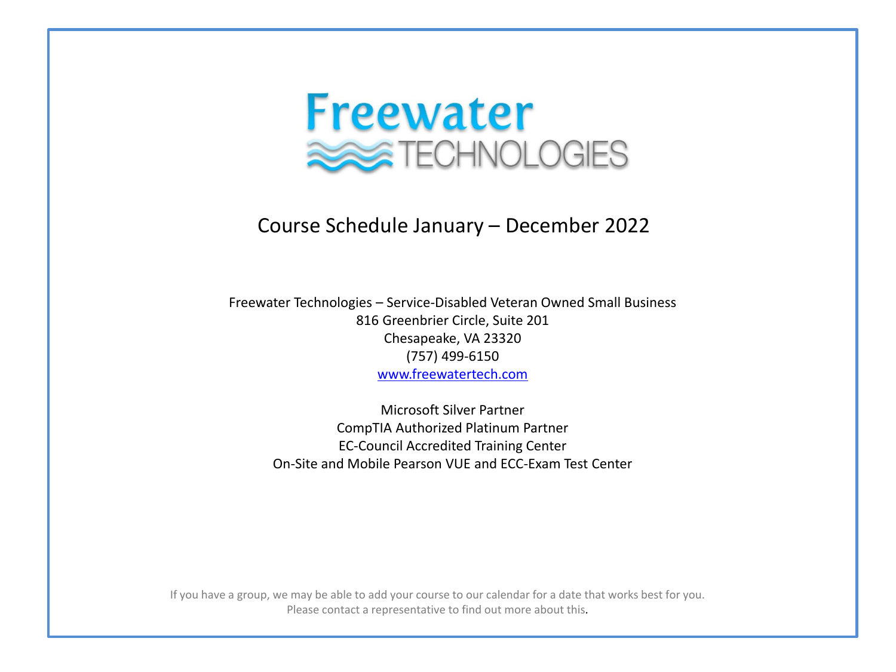# Freewater TECHNOLOGIES

## Course Schedule January – December 2022

Freewater Technologies – Service-Disabled Veteran Owned Small Business
816 Greenbrier Circle, Suite 201
Chesapeake, VA 23320
(757) 499-6150
[www.freewatertech.com](http://www.freewatertech.com)

Microsoft Silver Partner
CompTIA Authorized Platinum Partner
EC-Council Accredited Training Center
On-Site and Mobile Pearson VUE and ECC-Exam Test Center

If you have a group, we may be able to add your course to our calendar for a date that works best for you.
Please contact a representative to find out more about this.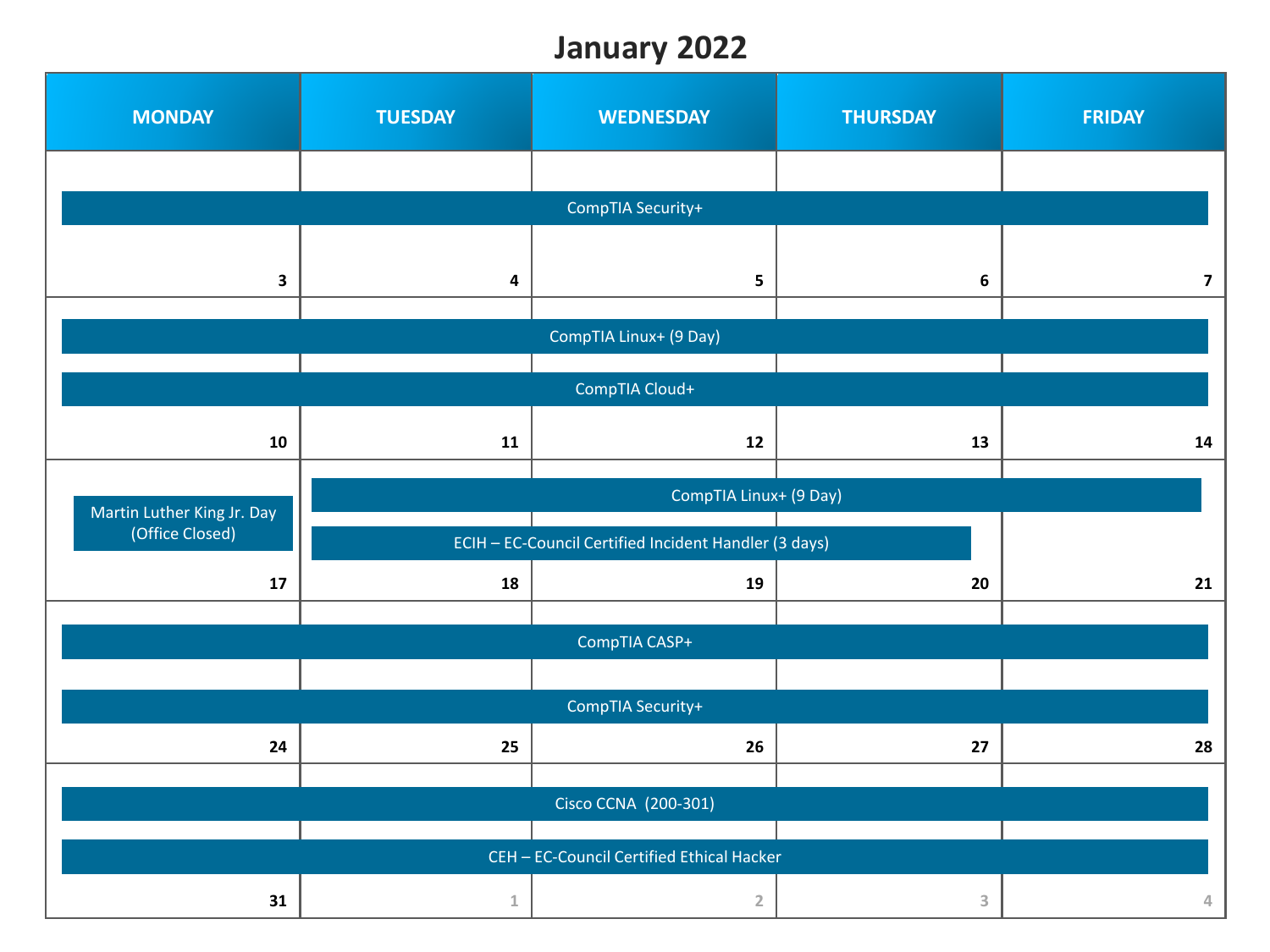# January 2022

| MONDAY | TUESDAY | WEDNESDAY | THURSDAY | FRIDAY |
|---|---|---|---|---|
| CompTIA Security+ (Mon 3 – Fri 7) | | | | |
| 3 | 4 | 5 | 6 | 7 |
| CompTIA Linux+ (9 Day) (Mon 10 – Fri 14)<br>CompTIA Cloud+ (Mon 10 – Fri 14) | | | | |
| 10 | 11 | 12 | 13 | 14 |
| Martin Luther King Jr. Day (Office Closed) | CompTIA Linux+ (9 Day) (Tue 18 – Fri 21)<br>ECIH – EC-Council Certified Incident Handler (3 days) (Tue 18 – Thu 20) | | | |
| 17 | 18 | 19 | 20 | 21 |
| CompTIA CASP+ (Mon 24 – Fri 28)<br>CompTIA Security+ (Mon 24 – Fri 28) | | | | |
| 24 | 25 | 26 | 27 | 28 |
| Cisco CCNA (200-301) (Mon 31 – Fri 4)<br>CEH – EC-Council Certified Ethical Hacker (Mon 31 – Fri 4) | | | | |
| 31 | 1 | 2 | 3 | 4 |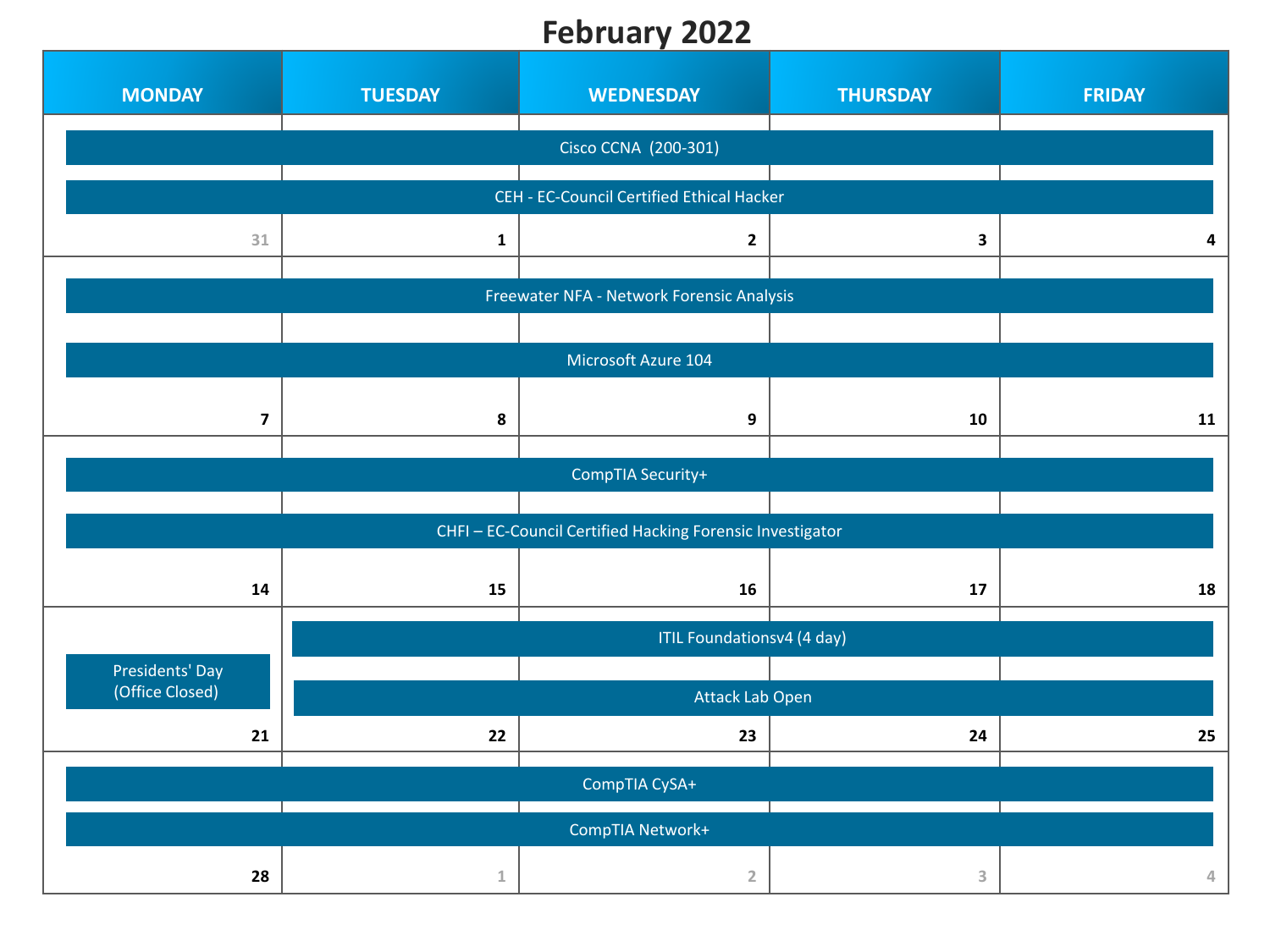# February 2022

| MONDAY | TUESDAY | WEDNESDAY | THURSDAY | FRIDAY |
|---|---|---|---|---|
| Cisco CCNA (200-301)<br>CEH - EC-Council Certified Ethical Hacker<br>31 | 1 | 2 | 3 | 4 |
| Freewater NFA - Network Forensic Analysis<br>Microsoft Azure 104<br>7 | 8 | 9 | 10 | 11 |
| CompTIA Security+<br>CHFI – EC-Council Certified Hacking Forensic Investigator<br>14 | 15 | 16 | 17 | 18 |
| Presidents' Day (Office Closed)<br>21 | ITIL Foundationsv4 (4 day)<br>Attack Lab Open<br>22 | 23 | 24 | 25 |
| CompTIA CySA+<br>CompTIA Network+<br>28 | 1 | 2 | 3 | 4 |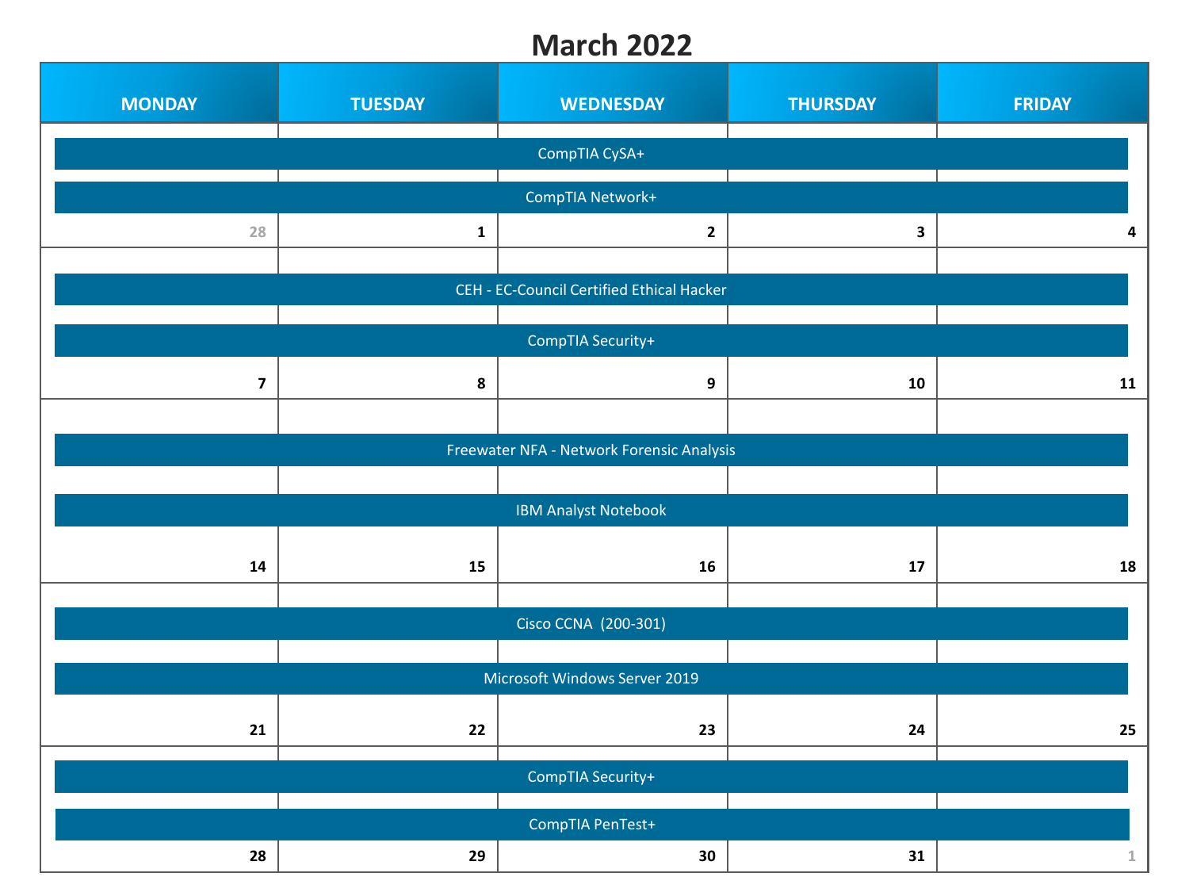# March 2022

| MONDAY | TUESDAY | WEDNESDAY | THURSDAY | FRIDAY |
|---|---|---|---|---|
| CompTIA CySA+ | | | | |
| CompTIA Network+ | | | | |
| 28 | 1 | 2 | 3 | 4 |
| CEH - EC-Council Certified Ethical Hacker | | | | |
| CompTIA Security+ | | | | |
| 7 | 8 | 9 | 10 | 11 |
| Freewater NFA - Network Forensic Analysis | | | | |
| IBM Analyst Notebook | | | | |
| 14 | 15 | 16 | 17 | 18 |
| Cisco CCNA (200-301) | | | | |
| Microsoft Windows Server 2019 | | | | |
| 21 | 22 | 23 | 24 | 25 |
| CompTIA Security+ | | | | |
| CompTIA PenTest+ | | | | |
| 28 | 29 | 30 | 31 | 1 |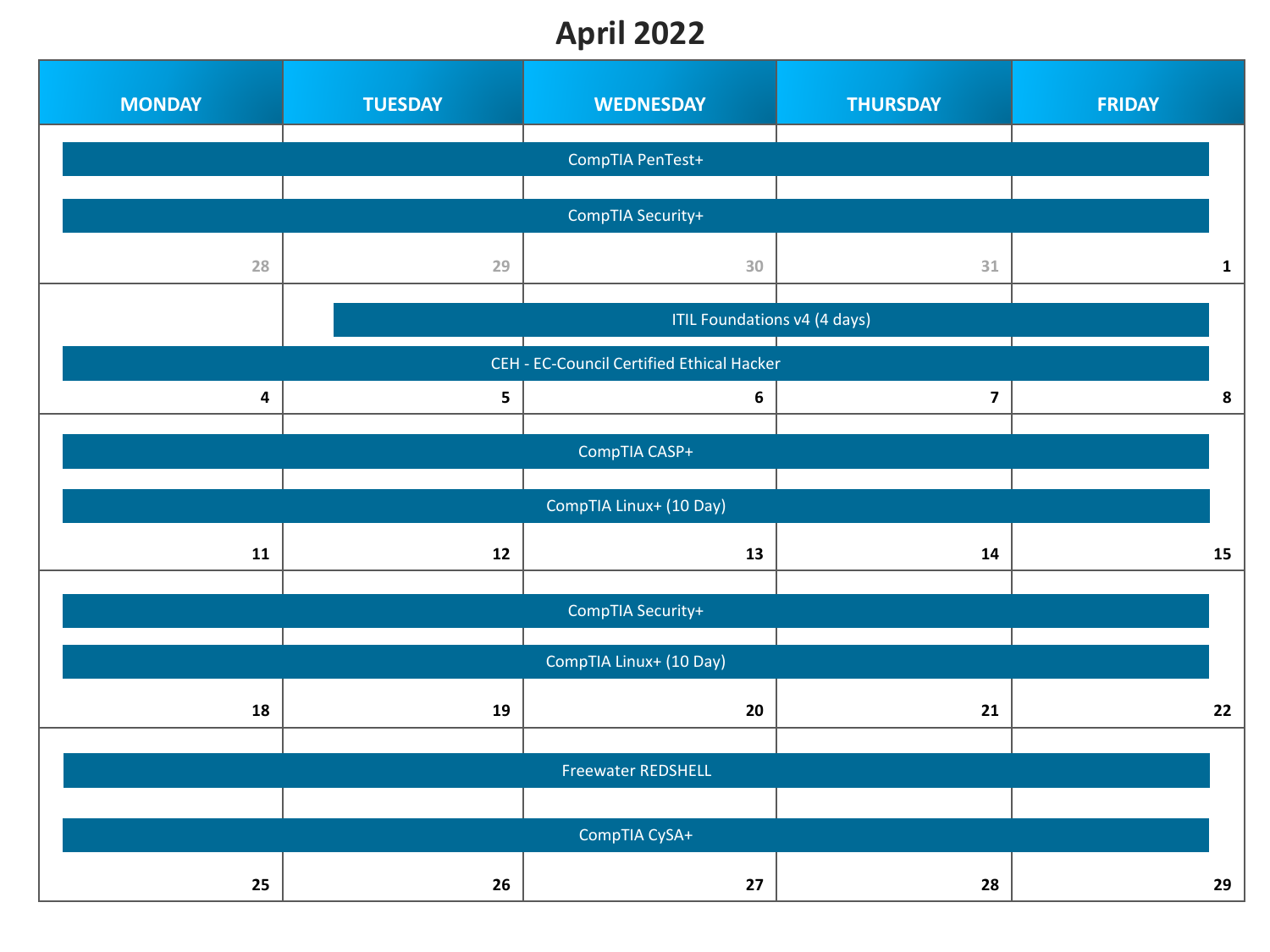# April 2022

| MONDAY | TUESDAY | WEDNESDAY | THURSDAY | FRIDAY |
| --- | --- | --- | --- | --- |
| 28 | 29 | 30 | 31 | 1 |
| CompTIA PenTest+ | CompTIA PenTest+ | CompTIA PenTest+ | CompTIA PenTest+ | CompTIA PenTest+ |
| CompTIA Security+ | CompTIA Security+ | CompTIA Security+ | CompTIA Security+ | CompTIA Security+ |
| 4 | 5 | 6 | 7 | 8 |
| | ITIL Foundations v4 (4 days) | ITIL Foundations v4 (4 days) | ITIL Foundations v4 (4 days) | ITIL Foundations v4 (4 days) |
| CEH - EC-Council Certified Ethical Hacker | CEH - EC-Council Certified Ethical Hacker | CEH - EC-Council Certified Ethical Hacker | CEH - EC-Council Certified Ethical Hacker | CEH - EC-Council Certified Ethical Hacker |
| 11 | 12 | 13 | 14 | 15 |
| CompTIA CASP+ | CompTIA CASP+ | CompTIA CASP+ | CompTIA CASP+ | CompTIA CASP+ |
| CompTIA Linux+ (10 Day) | CompTIA Linux+ (10 Day) | CompTIA Linux+ (10 Day) | CompTIA Linux+ (10 Day) | CompTIA Linux+ (10 Day) |
| 18 | 19 | 20 | 21 | 22 |
| CompTIA Security+ | CompTIA Security+ | CompTIA Security+ | CompTIA Security+ | CompTIA Security+ |
| CompTIA Linux+ (10 Day) | CompTIA Linux+ (10 Day) | CompTIA Linux+ (10 Day) | CompTIA Linux+ (10 Day) | CompTIA Linux+ (10 Day) |
| 25 | 26 | 27 | 28 | 29 |
| Freewater REDSHELL | Freewater REDSHELL | Freewater REDSHELL | Freewater REDSHELL | Freewater REDSHELL |
| CompTIA CySA+ | CompTIA CySA+ | CompTIA CySA+ | CompTIA CySA+ | CompTIA CySA+ |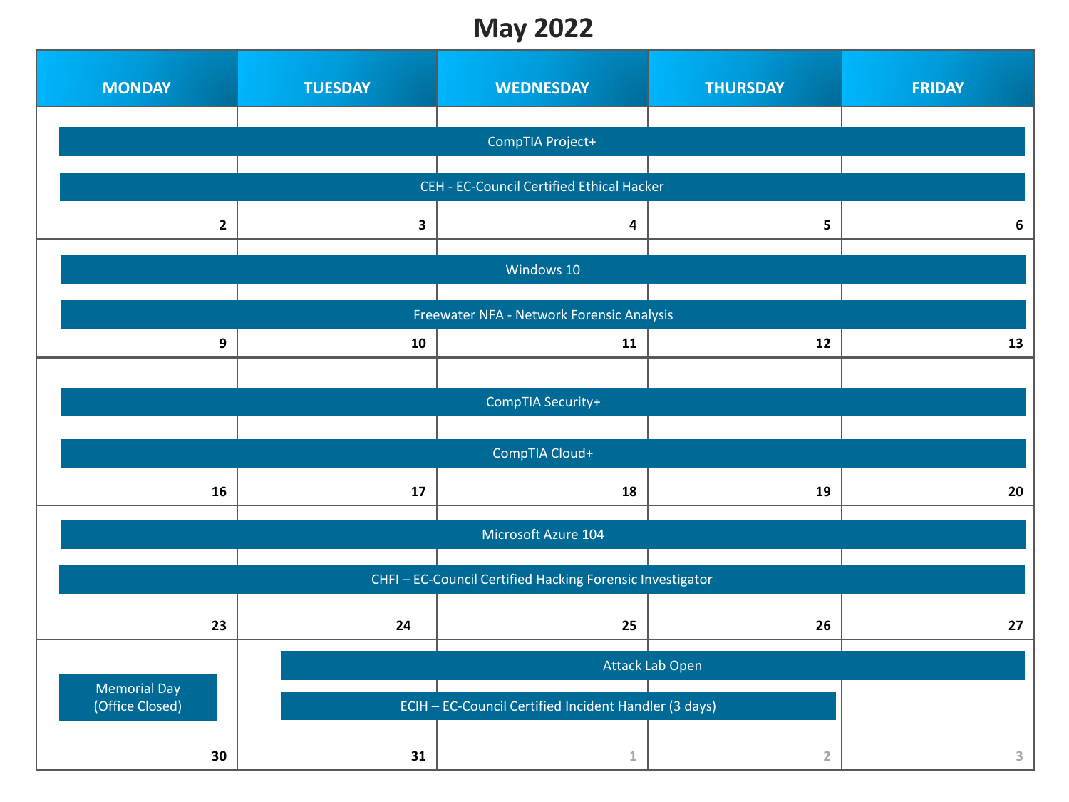# May 2022

| MONDAY | TUESDAY | WEDNESDAY | THURSDAY | FRIDAY |
|---|---|---|---|---|
| CompTIA Project+<br>CEH - EC-Council Certified Ethical Hacker<br>2 | CompTIA Project+<br>CEH - EC-Council Certified Ethical Hacker<br>3 | CompTIA Project+<br>CEH - EC-Council Certified Ethical Hacker<br>4 | CompTIA Project+<br>CEH - EC-Council Certified Ethical Hacker<br>5 | CompTIA Project+<br>CEH - EC-Council Certified Ethical Hacker<br>6 |
| Windows 10<br>Freewater NFA - Network Forensic Analysis<br>9 | Windows 10<br>Freewater NFA - Network Forensic Analysis<br>10 | Windows 10<br>Freewater NFA - Network Forensic Analysis<br>11 | Windows 10<br>Freewater NFA - Network Forensic Analysis<br>12 | Windows 10<br>Freewater NFA - Network Forensic Analysis<br>13 |
| CompTIA Security+<br>CompTIA Cloud+<br>16 | CompTIA Security+<br>CompTIA Cloud+<br>17 | CompTIA Security+<br>CompTIA Cloud+<br>18 | CompTIA Security+<br>CompTIA Cloud+<br>19 | CompTIA Security+<br>CompTIA Cloud+<br>20 |
| Microsoft Azure 104<br>CHFI – EC-Council Certified Hacking Forensic Investigator<br>23 | Microsoft Azure 104<br>CHFI – EC-Council Certified Hacking Forensic Investigator<br>24 | Microsoft Azure 104<br>CHFI – EC-Council Certified Hacking Forensic Investigator<br>25 | Microsoft Azure 104<br>CHFI – EC-Council Certified Hacking Forensic Investigator<br>26 | Microsoft Azure 104<br>CHFI – EC-Council Certified Hacking Forensic Investigator<br>27 |
| Memorial Day (Office Closed)<br>30 | Attack Lab Open<br>ECIH – EC-Council Certified Incident Handler (3 days)<br>31 | Attack Lab Open<br>ECIH – EC-Council Certified Incident Handler (3 days)<br>1 | Attack Lab Open<br>ECIH – EC-Council Certified Incident Handler (3 days)<br>2 | Attack Lab Open<br>3 |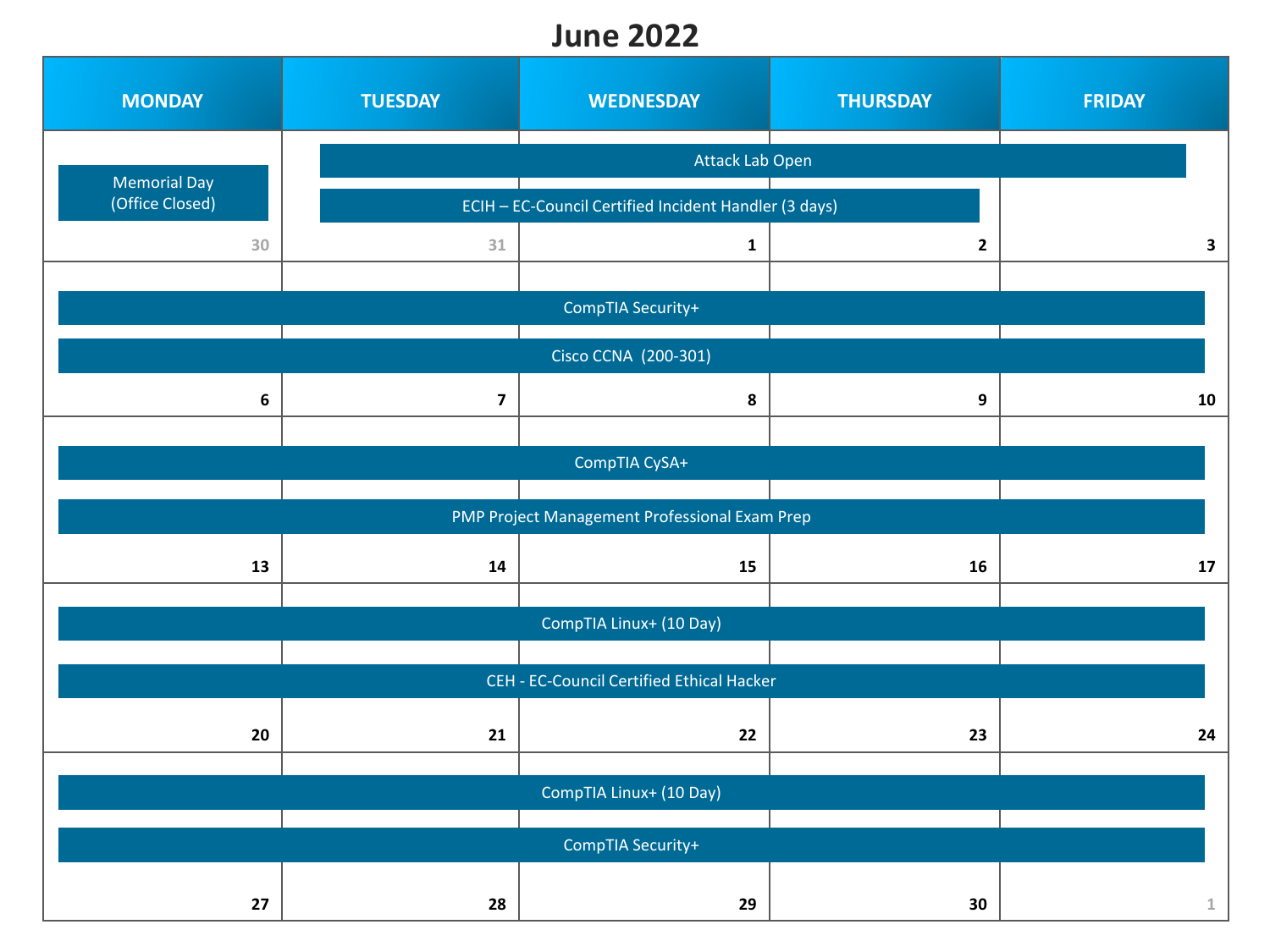# June 2022

| MONDAY | TUESDAY | WEDNESDAY | THURSDAY | FRIDAY |
|---|---|---|---|---|
| Memorial Day (Office Closed) 30 | Attack Lab Open; ECIH – EC-Council Certified Incident Handler (3 days) 31 | Attack Lab Open; ECIH – EC-Council Certified Incident Handler (3 days) 1 | Attack Lab Open; ECIH – EC-Council Certified Incident Handler (3 days) 2 | Attack Lab Open 3 |
| CompTIA Security+; Cisco CCNA (200-301) 6 | CompTIA Security+; Cisco CCNA (200-301) 7 | CompTIA Security+; Cisco CCNA (200-301) 8 | CompTIA Security+; Cisco CCNA (200-301) 9 | CompTIA Security+; Cisco CCNA (200-301) 10 |
| CompTIA CySA+; PMP Project Management Professional Exam Prep 13 | CompTIA CySA+; PMP Project Management Professional Exam Prep 14 | CompTIA CySA+; PMP Project Management Professional Exam Prep 15 | CompTIA CySA+; PMP Project Management Professional Exam Prep 16 | CompTIA CySA+; PMP Project Management Professional Exam Prep 17 |
| CompTIA Linux+ (10 Day); CEH - EC-Council Certified Ethical Hacker 20 | CompTIA Linux+ (10 Day); CEH - EC-Council Certified Ethical Hacker 21 | CompTIA Linux+ (10 Day); CEH - EC-Council Certified Ethical Hacker 22 | CompTIA Linux+ (10 Day); CEH - EC-Council Certified Ethical Hacker 23 | CompTIA Linux+ (10 Day); CEH - EC-Council Certified Ethical Hacker 24 |
| CompTIA Linux+ (10 Day); CompTIA Security+ 27 | CompTIA Linux+ (10 Day); CompTIA Security+ 28 | CompTIA Linux+ (10 Day); CompTIA Security+ 29 | CompTIA Linux+ (10 Day); CompTIA Security+ 30 | CompTIA Linux+ (10 Day); CompTIA Security+ 1 |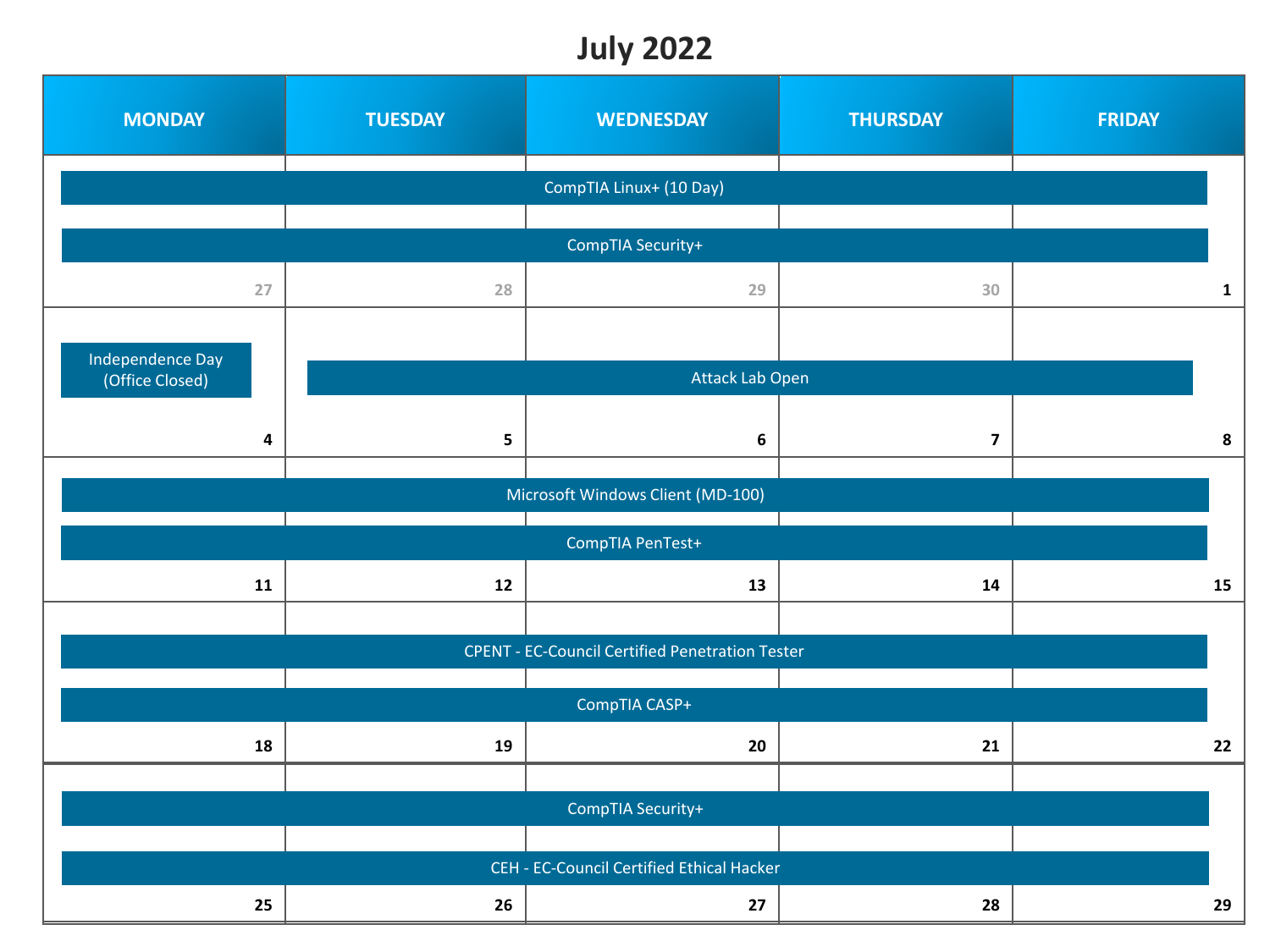# July 2022

| MONDAY | TUESDAY | WEDNESDAY | THURSDAY | FRIDAY |
|---|---|---|---|---|
| CompTIA Linux+ (10 Day)<br>CompTIA Security+<br>27 | 28 | 29 | 30 | 1 |
| Independence Day (Office Closed)<br>4 | Attack Lab Open<br>5 | 6 | 7 | 8 |
| Microsoft Windows Client (MD-100)<br>CompTIA PenTest+<br>11 | 12 | 13 | 14 | 15 |
| CPENT - EC-Council Certified Penetration Tester<br>CompTIA CASP+<br>18 | 19 | 20 | 21 | 22 |
| CompTIA Security+<br>CEH - EC-Council Certified Ethical Hacker<br>25 | 26 | 27 | 28 | 29 |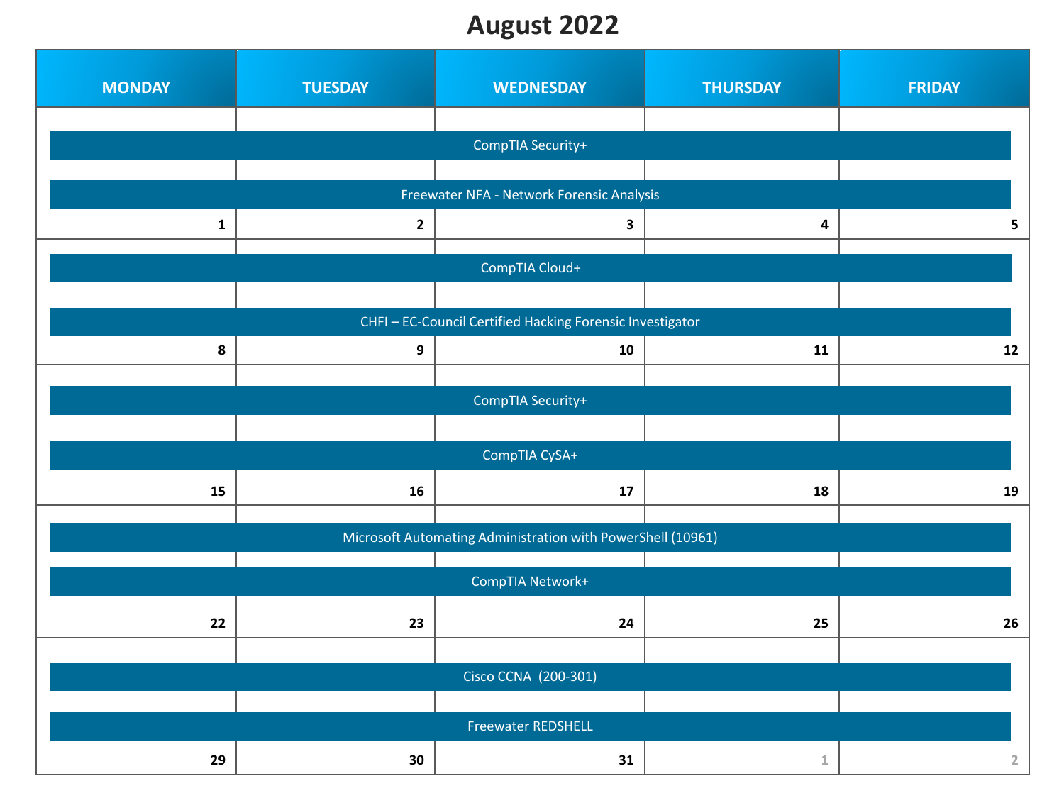# August 2022

| MONDAY | TUESDAY | WEDNESDAY | THURSDAY | FRIDAY |
|---|---|---|---|---|
| CompTIA Security+ | | | | |
| Freewater NFA - Network Forensic Analysis | | | | |
| 1 | 2 | 3 | 4 | 5 |
| CompTIA Cloud+ | | | | |
| CHFI – EC-Council Certified Hacking Forensic Investigator | | | | |
| 8 | 9 | 10 | 11 | 12 |
| CompTIA Security+ | | | | |
| CompTIA CySA+ | | | | |
| 15 | 16 | 17 | 18 | 19 |
| Microsoft Automating Administration with PowerShell (10961) | | | | |
| CompTIA Network+ | | | | |
| 22 | 23 | 24 | 25 | 26 |
| Cisco CCNA (200-301) | | | | |
| Freewater REDSHELL | | | | |
| 29 | 30 | 31 | 1 | 2 |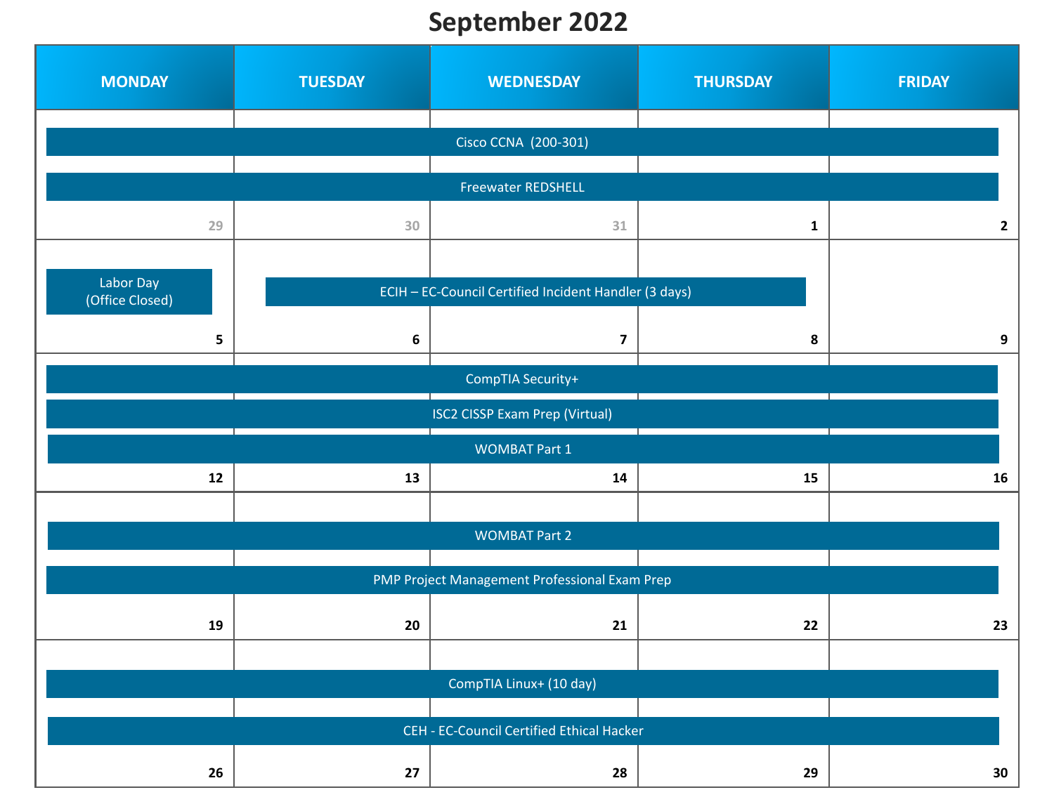# September 2022

| MONDAY | TUESDAY | WEDNESDAY | THURSDAY | FRIDAY |
|---|---|---|---|---|
| Cisco CCNA (200-301); Freewater REDSHELL (Mon–Fri) | | | | |
| 29 | 30 | 31 | 1 | 2 |
| Labor Day (Office Closed) | ECIH – EC-Council Certified Incident Handler (3 days) (Tue–Thu) | | | |
| 5 | 6 | 7 | 8 | 9 |
| CompTIA Security+; ISC2 CISSP Exam Prep (Virtual); WOMBAT Part 1 (Mon–Fri) | | | | |
| 12 | 13 | 14 | 15 | 16 |
| WOMBAT Part 2; PMP Project Management Professional Exam Prep (Mon–Fri) | | | | |
| 19 | 20 | 21 | 22 | 23 |
| CompTIA Linux+ (10 day); CEH - EC-Council Certified Ethical Hacker (Mon–Fri) | | | | |
| 26 | 27 | 28 | 29 | 30 |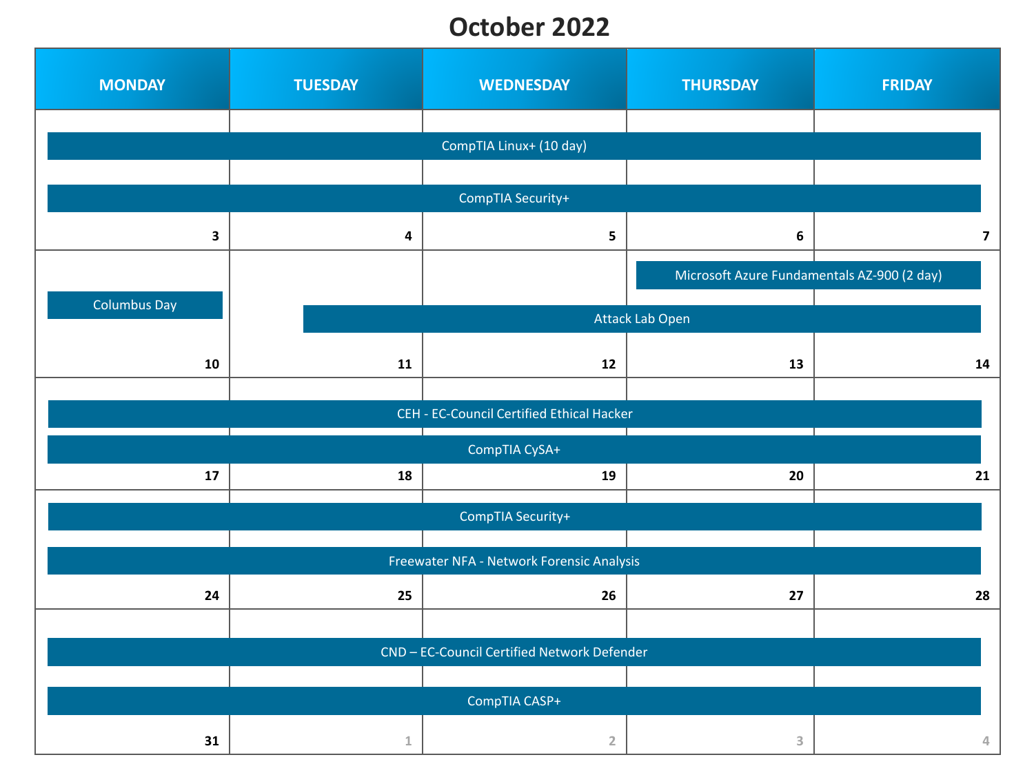# October 2022

| MONDAY | TUESDAY | WEDNESDAY | THURSDAY | FRIDAY |
| --- | --- | --- | --- | --- |
| CompTIA Linux+ (10 day); CompTIA Security+ | | | | |
| 3 | 4 | 5 | 6 | 7 |
| Columbus Day | Attack Lab Open | | Microsoft Azure Fundamentals AZ-900 (2 day) | |
| 10 | 11 | 12 | 13 | 14 |
| CEH - EC-Council Certified Ethical Hacker; CompTIA CySA+ | | | | |
| 17 | 18 | 19 | 20 | 21 |
| CompTIA Security+; Freewater NFA - Network Forensic Analysis | | | | |
| 24 | 25 | 26 | 27 | 28 |
| CND – EC-Council Certified Network Defender; CompTIA CASP+ | | | | |
| 31 | 1 | 2 | 3 | 4 |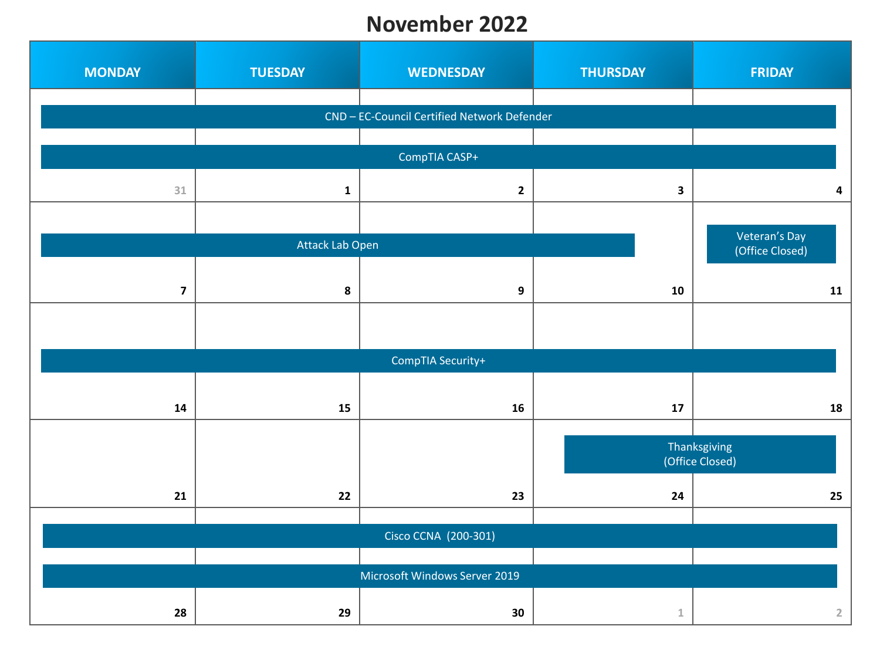# November 2022

| MONDAY | TUESDAY | WEDNESDAY | THURSDAY | FRIDAY |
| --- | --- | --- | --- | --- |
| CND – EC-Council Certified Network Defender; CompTIA CASP+ 31 | CND – EC-Council Certified Network Defender; CompTIA CASP+ 1 | CND – EC-Council Certified Network Defender; CompTIA CASP+ 2 | CND – EC-Council Certified Network Defender; CompTIA CASP+ 3 | CND – EC-Council Certified Network Defender; CompTIA CASP+ 4 |
| Attack Lab Open 7 | Attack Lab Open 8 | Attack Lab Open 9 | Attack Lab Open 10 | Veteran's Day (Office Closed) 11 |
| CompTIA Security+ 14 | CompTIA Security+ 15 | CompTIA Security+ 16 | CompTIA Security+ 17 | CompTIA Security+ 18 |
| 21 | 22 | 23 | Thanksgiving (Office Closed) 24 | Thanksgiving (Office Closed) 25 |
| Cisco CCNA (200-301); Microsoft Windows Server 2019 28 | Cisco CCNA (200-301); Microsoft Windows Server 2019 29 | Cisco CCNA (200-301); Microsoft Windows Server 2019 30 | Cisco CCNA (200-301); Microsoft Windows Server 2019 1 | Cisco CCNA (200-301); Microsoft Windows Server 2019 2 |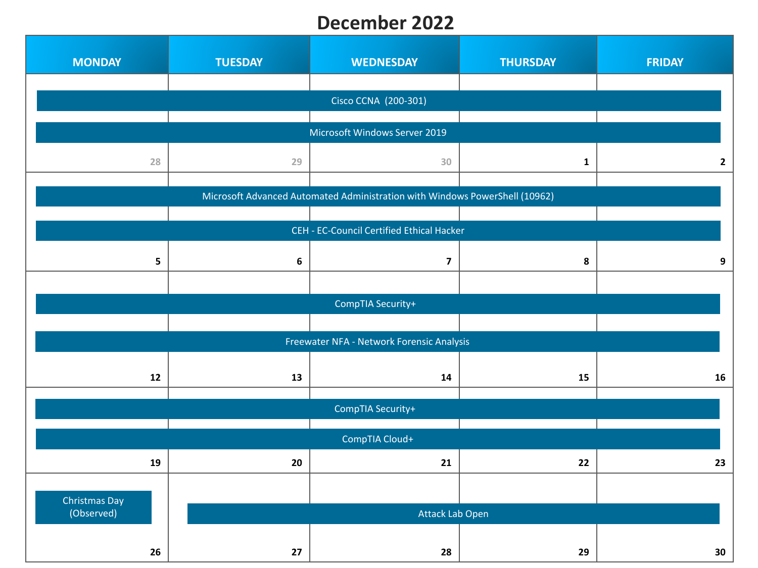# December 2022

| MONDAY | TUESDAY | WEDNESDAY | THURSDAY | FRIDAY |
|---|---|---|---|---|
| Cisco CCNA (200-301)<br>Microsoft Windows Server 2019<br>28 | 29 | 30 | 1 | 2 |
| Microsoft Advanced Automated Administration with Windows PowerShell (10962)<br>CEH - EC-Council Certified Ethical Hacker<br>5 | 6 | 7 | 8 | 9 |
| CompTIA Security+<br>Freewater NFA - Network Forensic Analysis<br>12 | 13 | 14 | 15 | 16 |
| CompTIA Security+<br>CompTIA Cloud+<br>19 | 20 | 21 | 22 | 23 |
| Christmas Day (Observed)<br>26 | Attack Lab Open<br>27 | 28 | 29 | 30 |